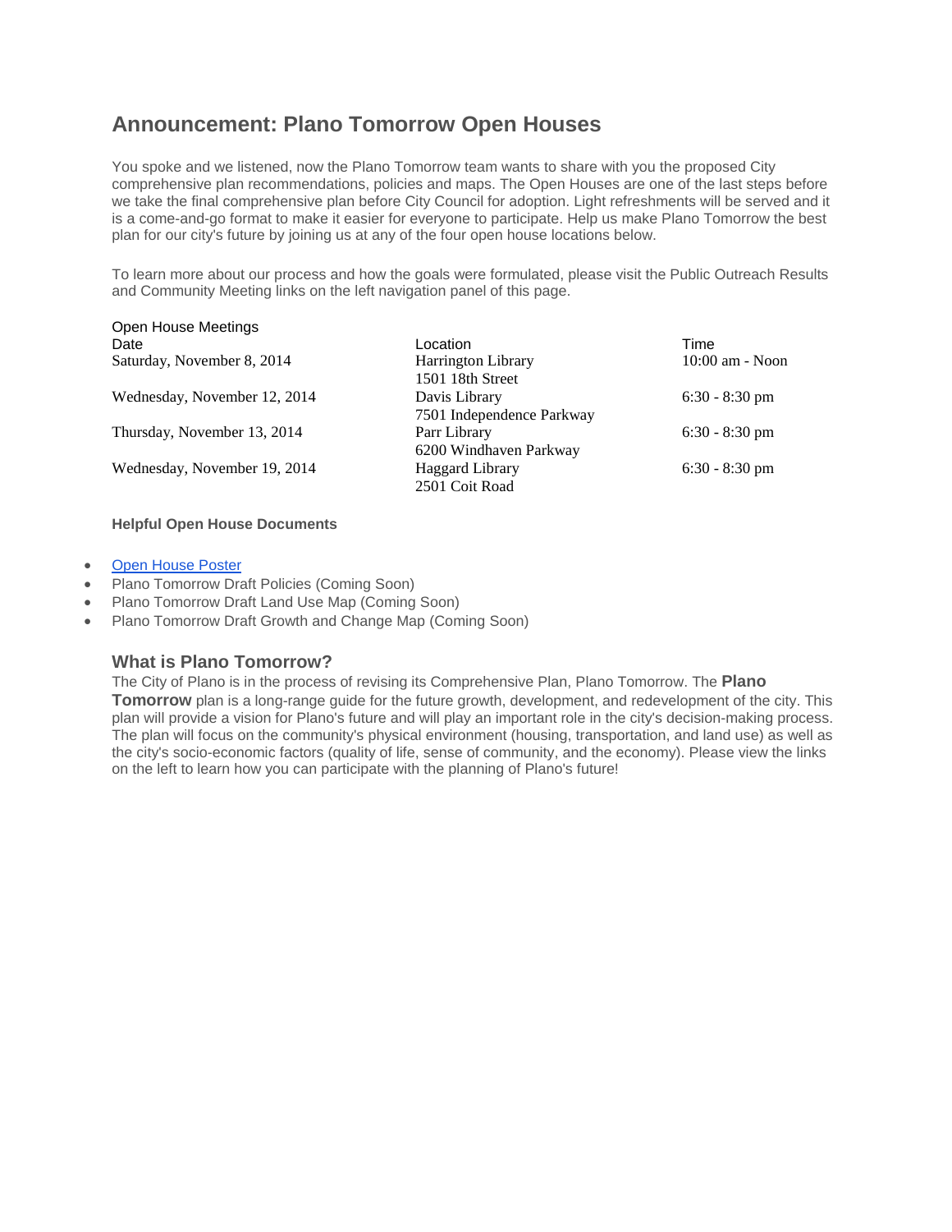# Announcement: Plano Tomorrow Open Houses

You spoke and we listened, now the Plano Tomorrow team wants to share with you the proposed City comprehensive plan recommendations, policies and maps. The Open Houses are one of the last steps before we take the final comprehensive plan before City Council for adoption. Light refreshments will be served and it is a come-and-go format to make it easier for everyone to participate. Help us make Plano Tomorrow the best plan for our city's future by joining us at any of the four open house locations below.

To learn more about our process and how the goals were formulated, please visit the Public Outreach Results and Community Meeting links on the left navigation panel of this page.

Open House Meetings

| Date | Location | Time |
|---|---|---|
| Saturday, November 8, 2014 | Harrington Library<br>1501 18th Street | 10:00 am - Noon |
| Wednesday, November 12, 2014 | Davis Library<br>7501 Independence Parkway | 6:30 - 8:30 pm |
| Thursday, November 13, 2014 | Parr Library<br>6200 Windhaven Parkway | 6:30 - 8:30 pm |
| Wednesday, November 19, 2014 | Haggard Library<br>2501 Coit Road | 6:30 - 8:30 pm |

**Helpful Open House Documents**

- Open House Poster
- Plano Tomorrow Draft Policies (Coming Soon)
- Plano Tomorrow Draft Land Use Map (Coming Soon)
- Plano Tomorrow Draft Growth and Change Map (Coming Soon)

## What is Plano Tomorrow?

The City of Plano is in the process of revising its Comprehensive Plan, Plano Tomorrow. The **Plano Tomorrow** plan is a long-range guide for the future growth, development, and redevelopment of the city. This plan will provide a vision for Plano's future and will play an important role in the city's decision-making process. The plan will focus on the community's physical environment (housing, transportation, and land use) as well as the city's socio-economic factors (quality of life, sense of community, and the economy). Please view the links on the left to learn how you can participate with the planning of Plano's future!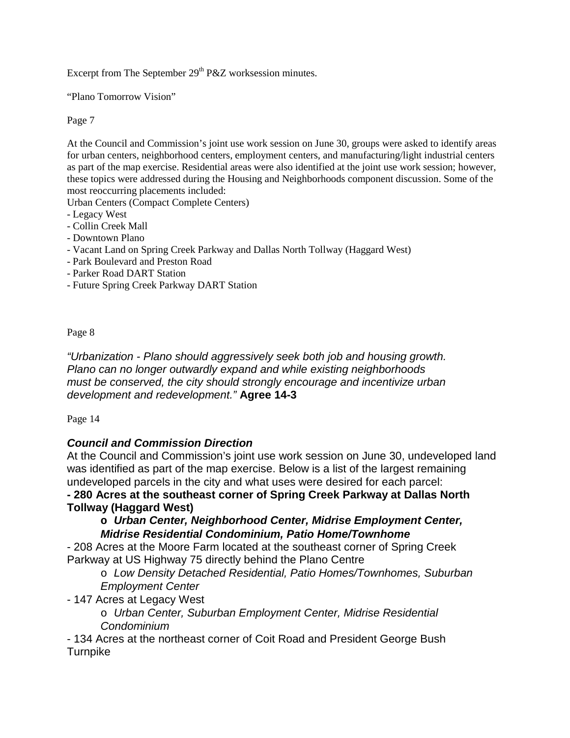Excerpt from The September 29th P&Z worksession minutes.

"Plano Tomorrow Vision"

Page 7

At the Council and Commission's joint use work session on June 30, groups were asked to identify areas for urban centers, neighborhood centers, employment centers, and manufacturing/light industrial centers as part of the map exercise. Residential areas were also identified at the joint use work session; however, these topics were addressed during the Housing and Neighborhoods component discussion. Some of the most reoccurring placements included:

Urban Centers (Compact Complete Centers)

- Legacy West
- Collin Creek Mall
- Downtown Plano
- Vacant Land on Spring Creek Parkway and Dallas North Tollway (Haggard West)
- Park Boulevard and Preston Road
- Parker Road DART Station
- Future Spring Creek Parkway DART Station

Page 8

*"Urbanization - Plano should aggressively seek both job and housing growth. Plano can no longer outwardly expand and while existing neighborhoods must be conserved, the city should strongly encourage and incentivize urban development and redevelopment."* **Agree 14-3**

Page 14

### *Council and Commission Direction*

At the Council and Commission's joint use work session on June 30, undeveloped land was identified as part of the map exercise. Below is a list of the largest remaining undeveloped parcels in the city and what uses were desired for each parcel:

**- 280 Acres at the southeast corner of Spring Creek Parkway at Dallas North Tollway (Haggard West)**

- ***Urban Center, Neighborhood Center, Midrise Employment Center, Midrise Residential Condominium, Patio Home/Townhome***

- 208 Acres at the Moore Farm located at the southeast corner of Spring Creek Parkway at US Highway 75 directly behind the Plano Centre

- *Low Density Detached Residential, Patio Homes/Townhomes, Suburban Employment Center*

- 147 Acres at Legacy West

- *Urban Center, Suburban Employment Center, Midrise Residential Condominium*

- 134 Acres at the northeast corner of Coit Road and President George Bush Turnpike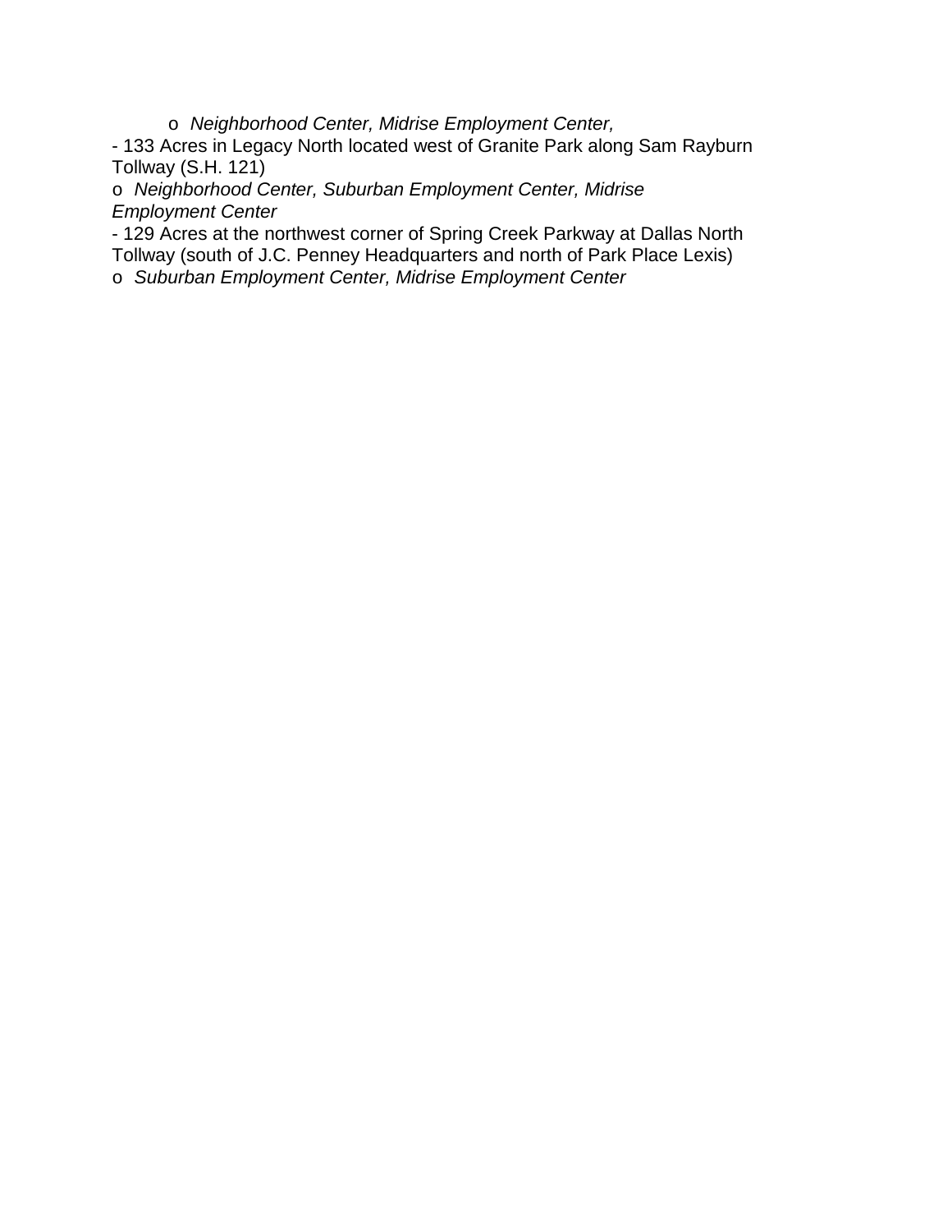- *Neighborhood Center, Midrise Employment Center,*

- 133 Acres in Legacy North located west of Granite Park along Sam Rayburn Tollway (S.H. 121)
  - *Neighborhood Center, Suburban Employment Center, Midrise Employment Center*
- 129 Acres at the northwest corner of Spring Creek Parkway at Dallas North Tollway (south of J.C. Penney Headquarters and north of Park Place Lexis)
  - *Suburban Employment Center, Midrise Employment Center*